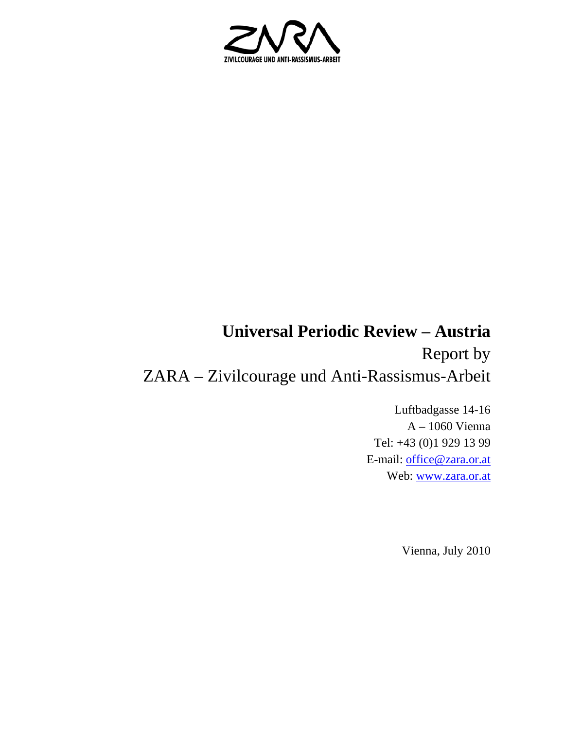ZIVILCOURAGE UND ANTI-RASSISMUS-ARBEIT

# Universal Periodic Review – Austria

Report by

ZARA – Zivilcourage und Anti-Rassismus-Arbeit

Luftbadgasse 14-16
A – 1060 Vienna
Tel: +43 (0)1 929 13 99
E-mail: office@zara.or.at
Web: www.zara.or.at

Vienna, July 2010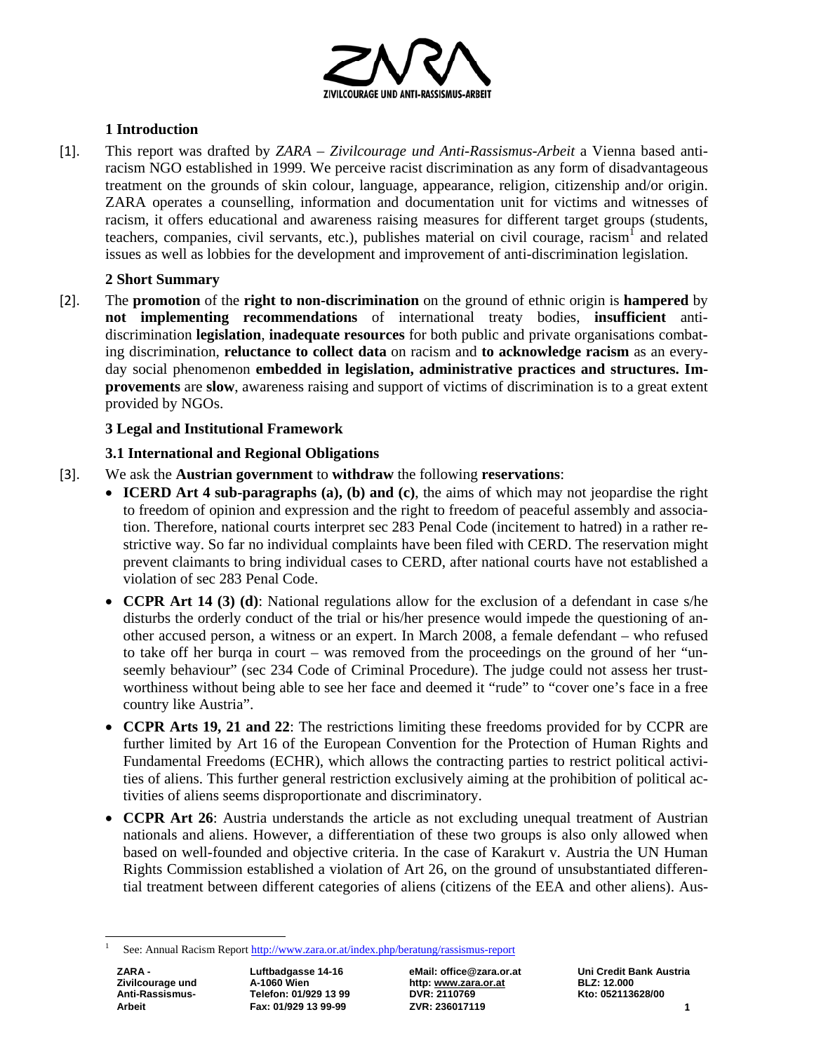## 1 Introduction

[1]. This report was drafted by *ZARA – Zivilcourage und Anti-Rassismus-Arbeit* a Vienna based anti-racism NGO established in 1999. We perceive racist discrimination as any form of disadvantageous treatment on the grounds of skin colour, language, appearance, religion, citizenship and/or origin. ZARA operates a counselling, information and documentation unit for victims and witnesses of racism, it offers educational and awareness raising measures for different target groups (students, teachers, companies, civil servants, etc.), publishes material on civil courage, racism[1] and related issues as well as lobbies for the development and improvement of anti-discrimination legislation.

## 2 Short Summary

[2]. The **promotion** of the **right to non-discrimination** on the ground of ethnic origin is **hampered** by **not implementing recommendations** of international treaty bodies, **insufficient** anti-discrimination **legislation**, **inadequate resources** for both public and private organisations combating discrimination, **reluctance to collect data** on racism and **to acknowledge racism** as an everyday social phenomenon **embedded in legislation, administrative practices and structures. Improvements** are **slow**, awareness raising and support of victims of discrimination is to a great extent provided by NGOs.

## 3 Legal and Institutional Framework

### 3.1 International and Regional Obligations

[3]. We ask the **Austrian government** to **withdraw** the following **reservations**:

- **ICERD Art 4 sub-paragraphs (a), (b) and (c)**, the aims of which may not jeopardise the right to freedom of opinion and expression and the right to freedom of peaceful assembly and association. Therefore, national courts interpret sec 283 Penal Code (incitement to hatred) in a rather restrictive way. So far no individual complaints have been filed with CERD. The reservation might prevent claimants to bring individual cases to CERD, after national courts have not established a violation of sec 283 Penal Code.
- **CCPR Art 14 (3) (d)**: National regulations allow for the exclusion of a defendant in case s/he disturbs the orderly conduct of the trial or his/her presence would impede the questioning of another accused person, a witness or an expert. In March 2008, a female defendant – who refused to take off her burqa in court – was removed from the proceedings on the ground of her "unseemly behaviour" (sec 234 Code of Criminal Procedure). The judge could not assess her trustworthiness without being able to see her face and deemed it "rude" to "cover one's face in a free country like Austria".
- **CCPR Arts 19, 21 and 22**: The restrictions limiting these freedoms provided for by CCPR are further limited by Art 16 of the European Convention for the Protection of Human Rights and Fundamental Freedoms (ECHR), which allows the contracting parties to restrict political activities of aliens. This further general restriction exclusively aiming at the prohibition of political activities of aliens seems disproportionate and discriminatory.
- **CCPR Art 26**: Austria understands the article as not excluding unequal treatment of Austrian nationals and aliens. However, a differentiation of these two groups is also only allowed when based on well-founded and objective criteria. In the case of Karakurt v. Austria the UN Human Rights Commission established a violation of Art 26, on the ground of unsubstantiated differential treatment between different categories of aliens (citizens of the EEA and other aliens). Aus-

[1] See: Annual Racism Report http://www.zara.or.at/index.php/beratung/rassismus-report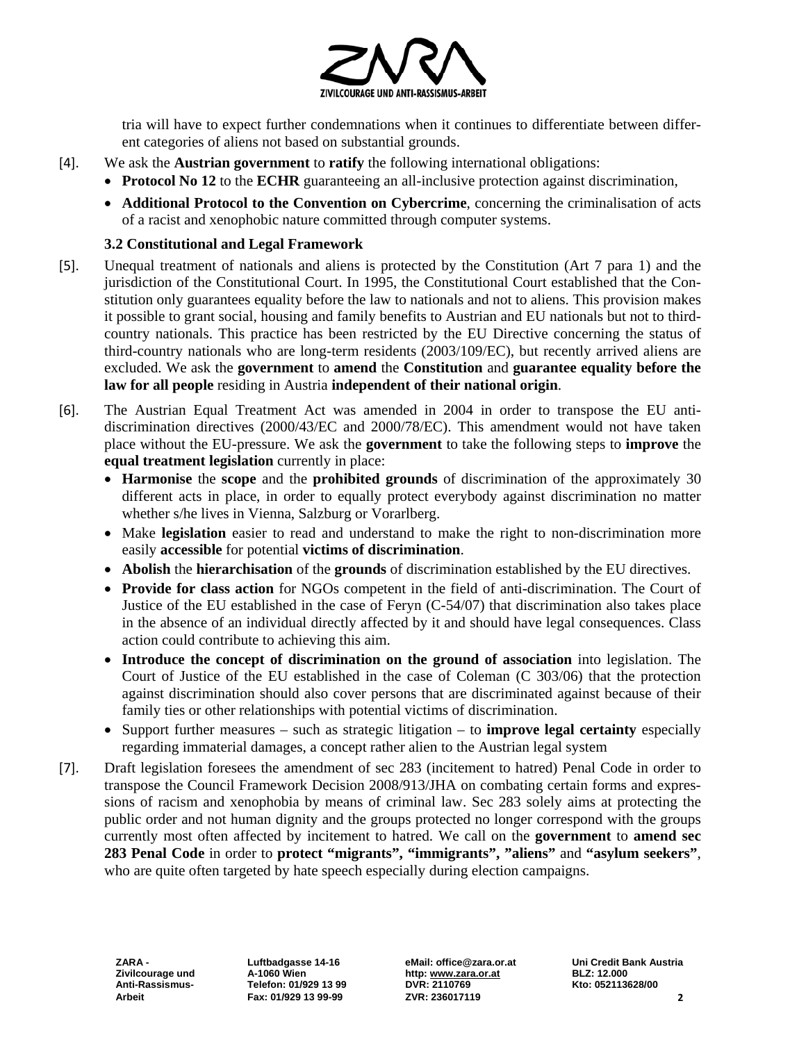tria will have to expect further condemnations when it continues to differentiate between different categories of aliens not based on substantial grounds.

[4]. We ask the **Austrian government** to **ratify** the following international obligations:

- **Protocol No 12** to the **ECHR** guaranteeing an all-inclusive protection against discrimination,
- **Additional Protocol to the Convention on Cybercrime**, concerning the criminalisation of acts of a racist and xenophobic nature committed through computer systems.

### 3.2 Constitutional and Legal Framework

[5]. Unequal treatment of nationals and aliens is protected by the Constitution (Art 7 para 1) and the jurisdiction of the Constitutional Court. In 1995, the Constitutional Court established that the Constitution only guarantees equality before the law to nationals and not to aliens. This provision makes it possible to grant social, housing and family benefits to Austrian and EU nationals but not to third-country nationals. This practice has been restricted by the EU Directive concerning the status of third-country nationals who are long-term residents (2003/109/EC), but recently arrived aliens are excluded. We ask the **government** to **amend** the **Constitution** and **guarantee equality before the law for all people** residing in Austria **independent of their national origin**.

[6]. The Austrian Equal Treatment Act was amended in 2004 in order to transpose the EU anti-discrimination directives (2000/43/EC and 2000/78/EC). This amendment would not have taken place without the EU-pressure. We ask the **government** to take the following steps to **improve** the **equal treatment legislation** currently in place:

- **Harmonise** the **scope** and the **prohibited grounds** of discrimination of the approximately 30 different acts in place, in order to equally protect everybody against discrimination no matter whether s/he lives in Vienna, Salzburg or Vorarlberg.
- Make **legislation** easier to read and understand to make the right to non-discrimination more easily **accessible** for potential **victims of discrimination**.
- **Abolish** the **hierarchisation** of the **grounds** of discrimination established by the EU directives.
- **Provide for class action** for NGOs competent in the field of anti-discrimination. The Court of Justice of the EU established in the case of Feryn (C-54/07) that discrimination also takes place in the absence of an individual directly affected by it and should have legal consequences. Class action could contribute to achieving this aim.
- **Introduce the concept of discrimination on the ground of association** into legislation. The Court of Justice of the EU established in the case of Coleman (C 303/06) that the protection against discrimination should also cover persons that are discriminated against because of their family ties or other relationships with potential victims of discrimination.
- Support further measures – such as strategic litigation – to **improve legal certainty** especially regarding immaterial damages, a concept rather alien to the Austrian legal system

[7]. Draft legislation foresees the amendment of sec 283 (incitement to hatred) Penal Code in order to transpose the Council Framework Decision 2008/913/JHA on combating certain forms and expressions of racism and xenophobia by means of criminal law. Sec 283 solely aims at protecting the public order and not human dignity and the groups protected no longer correspond with the groups currently most often affected by incitement to hatred. We call on the **government** to **amend sec 283 Penal Code** in order to **protect "migrants", "immigrants", "aliens"** and **"asylum seekers"**, who are quite often targeted by hate speech especially during election campaigns.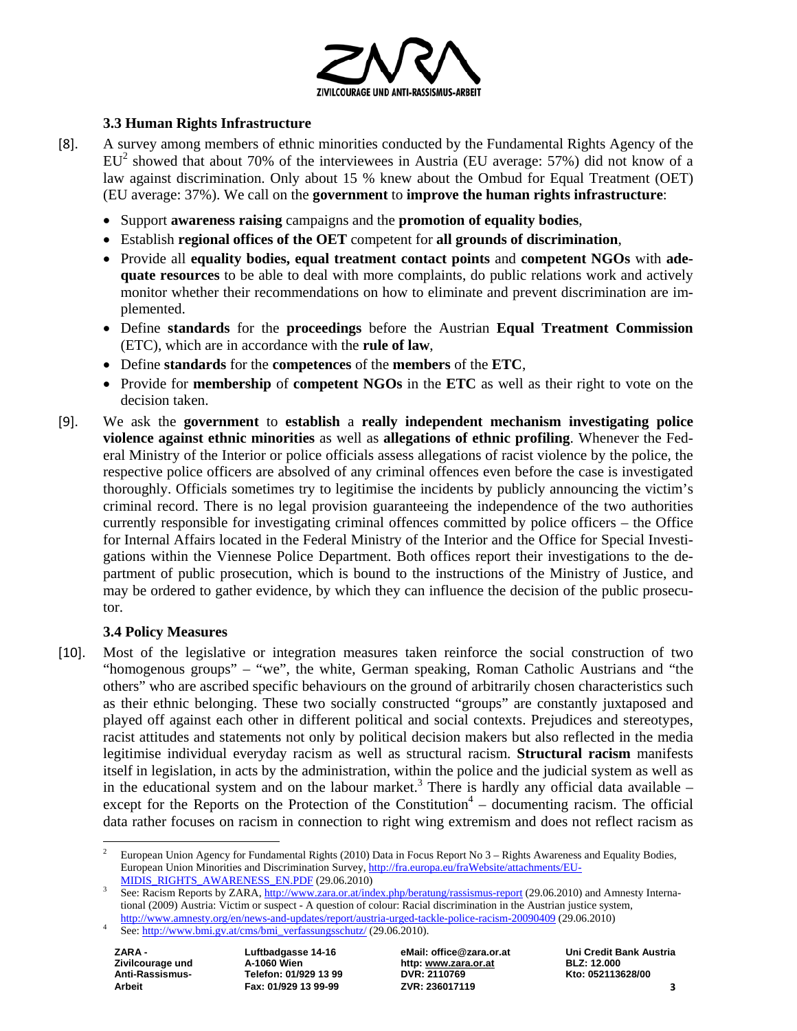### 3.3 Human Rights Infrastructure

[8]. A survey among members of ethnic minorities conducted by the Fundamental Rights Agency of the EU[2] showed that about 70% of the interviewees in Austria (EU average: 57%) did not know of a law against discrimination. Only about 15 % knew about the Ombud for Equal Treatment (OET) (EU average: 37%). We call on the **government** to **improve the human rights infrastructure**:

- Support **awareness raising** campaigns and the **promotion of equality bodies**,
- Establish **regional offices of the OET** competent for **all grounds of discrimination**,
- Provide all **equality bodies, equal treatment contact points** and **competent NGOs** with **adequate resources** to be able to deal with more complaints, do public relations work and actively monitor whether their recommendations on how to eliminate and prevent discrimination are implemented.
- Define **standards** for the **proceedings** before the Austrian **Equal Treatment Commission** (ETC), which are in accordance with the **rule of law**,
- Define **standards** for the **competences** of the **members** of the **ETC**,
- Provide for **membership** of **competent NGOs** in the **ETC** as well as their right to vote on the decision taken.

[9]. We ask the **government** to **establish** a **really independent mechanism investigating police violence against ethnic minorities** as well as **allegations of ethnic profiling**. Whenever the Federal Ministry of the Interior or police officials assess allegations of racist violence by the police, the respective police officers are absolved of any criminal offences even before the case is investigated thoroughly. Officials sometimes try to legitimise the incidents by publicly announcing the victim's criminal record. There is no legal provision guaranteeing the independence of the two authorities currently responsible for investigating criminal offences committed by police officers – the Office for Internal Affairs located in the Federal Ministry of the Interior and the Office for Special Investigations within the Viennese Police Department. Both offices report their investigations to the department of public prosecution, which is bound to the instructions of the Ministry of Justice, and may be ordered to gather evidence, by which they can influence the decision of the public prosecutor.

### 3.4 Policy Measures

[10]. Most of the legislative or integration measures taken reinforce the social construction of two "homogenous groups" – "we", the white, German speaking, Roman Catholic Austrians and "the others" who are ascribed specific behaviours on the ground of arbitrarily chosen characteristics such as their ethnic belonging. These two socially constructed "groups" are constantly juxtaposed and played off against each other in different political and social contexts. Prejudices and stereotypes, racist attitudes and statements not only by political decision makers but also reflected in the media legitimise individual everyday racism as well as structural racism. **Structural racism** manifests itself in legislation, in acts by the administration, within the police and the judicial system as well as in the educational system and on the labour market.[3] There is hardly any official data available – except for the Reports on the Protection of the Constitution[4] – documenting racism. The official data rather focuses on racism in connection to right wing extremism and does not reflect racism as

---

[2] European Union Agency for Fundamental Rights (2010) Data in Focus Report No 3 – Rights Awareness and Equality Bodies, European Union Minorities and Discrimination Survey, http://fra.europa.eu/fraWebsite/attachments/EU-MIDIS_RIGHTS_AWARENESS_EN.PDF (29.06.2010)

[3] See: Racism Reports by ZARA, http://www.zara.or.at/index.php/beratung/rassismus-report (29.06.2010) and Amnesty International (2009) Austria: Victim or suspect - A question of colour: Racial discrimination in the Austrian justice system, http://www.amnesty.org/en/news-and-updates/report/austria-urged-tackle-police-racism-20090409 (29.06.2010)

[4] See: http://www.bmi.gv.at/cms/bmi_verfassungsschutz/ (29.06.2010).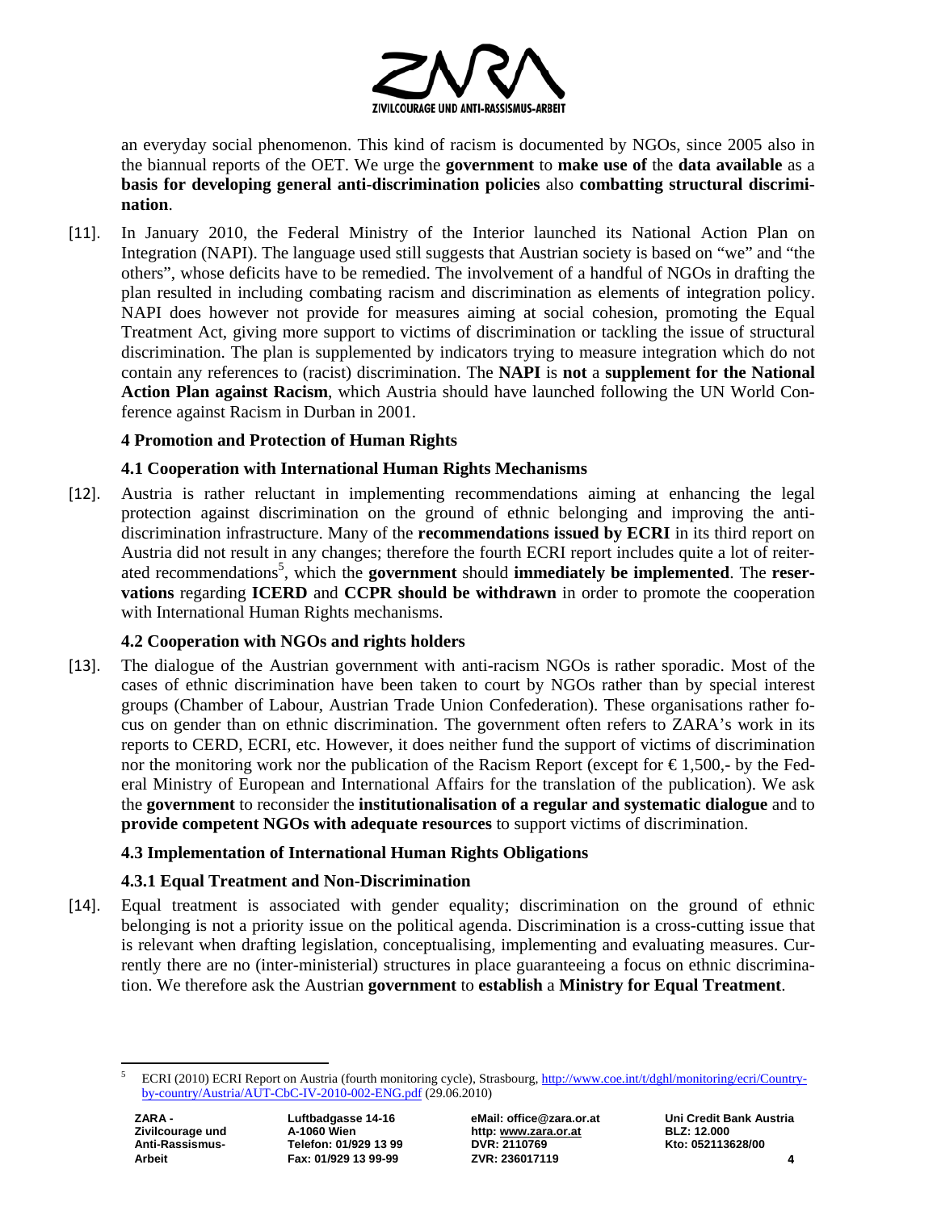an everyday social phenomenon. This kind of racism is documented by NGOs, since 2005 also in the biannual reports of the OET. We urge the **government** to **make use of** the **data available** as a **basis for developing general anti-discrimination policies** also **combatting structural discrimination**.

[11]. In January 2010, the Federal Ministry of the Interior launched its National Action Plan on Integration (NAPI). The language used still suggests that Austrian society is based on "we" and "the others", whose deficits have to be remedied. The involvement of a handful of NGOs in drafting the plan resulted in including combating racism and discrimination as elements of integration policy. NAPI does however not provide for measures aiming at social cohesion, promoting the Equal Treatment Act, giving more support to victims of discrimination or tackling the issue of structural discrimination. The plan is supplemented by indicators trying to measure integration which do not contain any references to (racist) discrimination. The **NAPI** is **not** a **supplement for the National Action Plan against Racism**, which Austria should have launched following the UN World Conference against Racism in Durban in 2001.

### 4 Promotion and Protection of Human Rights

#### 4.1 Cooperation with International Human Rights Mechanisms

[12]. Austria is rather reluctant in implementing recommendations aiming at enhancing the legal protection against discrimination on the ground of ethnic belonging and improving the anti-discrimination infrastructure. Many of the **recommendations issued by ECRI** in its third report on Austria did not result in any changes; therefore the fourth ECRI report includes quite a lot of reiterated recommendations[5], which the **government** should **immediately be implemented**. The **reservations** regarding **ICERD** and **CCPR should be withdrawn** in order to promote the cooperation with International Human Rights mechanisms.

#### 4.2 Cooperation with NGOs and rights holders

[13]. The dialogue of the Austrian government with anti-racism NGOs is rather sporadic. Most of the cases of ethnic discrimination have been taken to court by NGOs rather than by special interest groups (Chamber of Labour, Austrian Trade Union Confederation). These organisations rather focus on gender than on ethnic discrimination. The government often refers to ZARA's work in its reports to CERD, ECRI, etc. However, it does neither fund the support of victims of discrimination nor the monitoring work nor the publication of the Racism Report (except for € 1,500,- by the Federal Ministry of European and International Affairs for the translation of the publication). We ask the **government** to reconsider the **institutionalisation of a regular and systematic dialogue** and to **provide competent NGOs with adequate resources** to support victims of discrimination.

#### 4.3 Implementation of International Human Rights Obligations

##### 4.3.1 Equal Treatment and Non-Discrimination

[14]. Equal treatment is associated with gender equality; discrimination on the ground of ethnic belonging is not a priority issue on the political agenda. Discrimination is a cross-cutting issue that is relevant when drafting legislation, conceptualising, implementing and evaluating measures. Currently there are no (inter-ministerial) structures in place guaranteeing a focus on ethnic discrimination. We therefore ask the Austrian **government** to **establish** a **Ministry for Equal Treatment**.

---

[5] ECRI (2010) ECRI Report on Austria (fourth monitoring cycle), Strasbourg, http://www.coe.int/t/dghl/monitoring/ecri/Country-by-country/Austria/AUT-CbC-IV-2010-002-ENG.pdf (29.06.2010)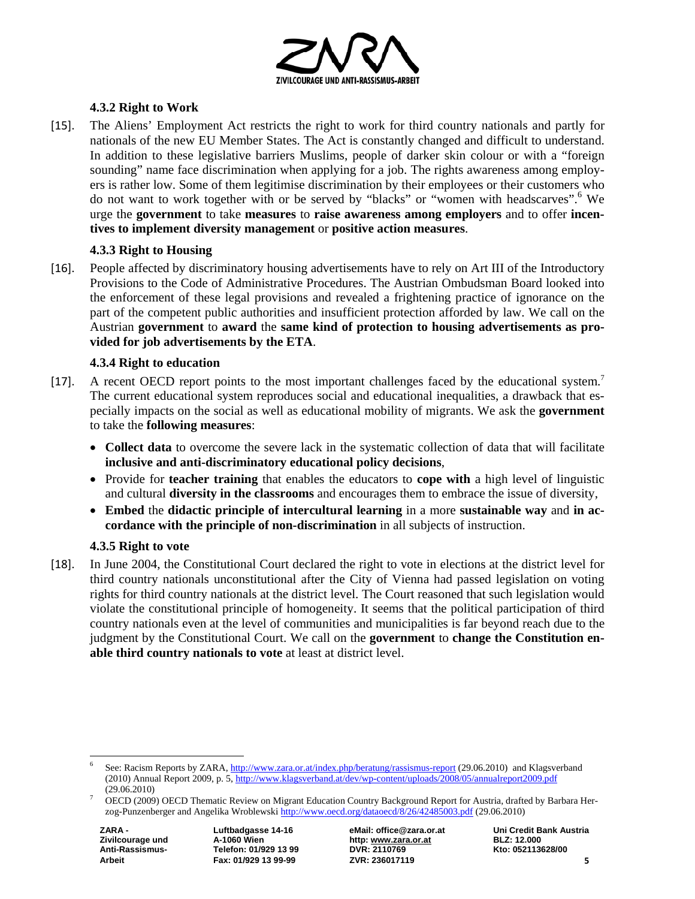#### 4.3.2 Right to Work

[15]. The Aliens' Employment Act restricts the right to work for third country nationals and partly for nationals of the new EU Member States. The Act is constantly changed and difficult to understand. In addition to these legislative barriers Muslims, people of darker skin colour or with a "foreign sounding" name face discrimination when applying for a job. The rights awareness among employers is rather low. Some of them legitimise discrimination by their employees or their customers who do not want to work together with or be served by "blacks" or "women with headscarves".[6] We urge the **government** to take **measures** to **raise awareness among employers** and to offer **incentives to implement diversity management** or **positive action measures**.

#### 4.3.3 Right to Housing

[16]. People affected by discriminatory housing advertisements have to rely on Art III of the Introductory Provisions to the Code of Administrative Procedures. The Austrian Ombudsman Board looked into the enforcement of these legal provisions and revealed a frightening practice of ignorance on the part of the competent public authorities and insufficient protection afforded by law. We call on the Austrian **government** to **award** the **same kind of protection to housing advertisements as provided for job advertisements by the ETA**.

#### 4.3.4 Right to education

[17]. A recent OECD report points to the most important challenges faced by the educational system.[7] The current educational system reproduces social and educational inequalities, a drawback that especially impacts on the social as well as educational mobility of migrants. We ask the **government** to take the **following measures**:

- **Collect data** to overcome the severe lack in the systematic collection of data that will facilitate **inclusive and anti-discriminatory educational policy decisions**,
- Provide for **teacher training** that enables the educators to **cope with** a high level of linguistic and cultural **diversity in the classrooms** and encourages them to embrace the issue of diversity,
- **Embed** the **didactic principle of intercultural learning** in a more **sustainable way** and **in accordance with the principle of non-discrimination** in all subjects of instruction.

#### 4.3.5 Right to vote

[18]. In June 2004, the Constitutional Court declared the right to vote in elections at the district level for third country nationals unconstitutional after the City of Vienna had passed legislation on voting rights for third country nationals at the district level. The Court reasoned that such legislation would violate the constitutional principle of homogeneity. It seems that the political participation of third country nationals even at the level of communities and municipalities is far beyond reach due to the judgment by the Constitutional Court. We call on the **government** to **change the Constitution enable third country nationals to vote** at least at district level.

---

[6] See: Racism Reports by ZARA, http://www.zara.or.at/index.php/beratung/rassismus-report (29.06.2010) and Klagsverband (2010) Annual Report 2009, p. 5, http://www.klagsverband.at/dev/wp-content/uploads/2008/05/annualreport2009.pdf (29.06.2010)

[7] OECD (2009) OECD Thematic Review on Migrant Education Country Background Report for Austria, drafted by Barbara Herzog-Punzenberger and Angelika Wroblewski http://www.oecd.org/dataoecd/8/26/42485003.pdf (29.06.2010)